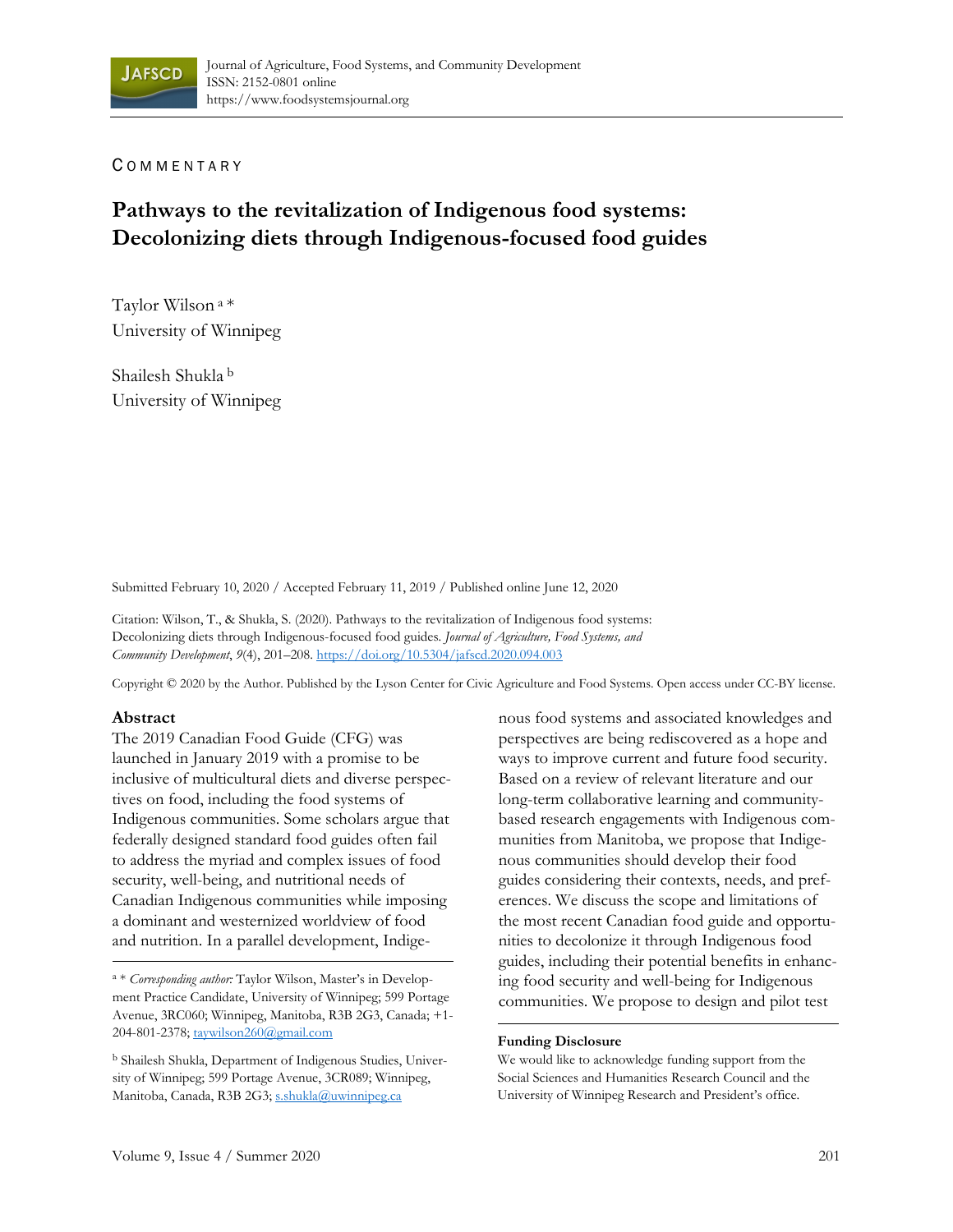COMMENTARY

# Pathways to the revitalization of Indigenous food systems: Decolonizing diets through Indigenous-focused food guides

Taylor Wilson [a] *
University of Winnipeg

Shailesh Shukla [b]
University of Winnipeg

Submitted February 10, 2020 / Accepted February 11, 2019 / Published online June 12, 2020

Citation: Wilson, T., & Shukla, S. (2020). Pathways to the revitalization of Indigenous food systems: Decolonizing diets through Indigenous-focused food guides. *Journal of Agriculture, Food Systems, and Community Development*, *9*(4), 201–208. https://doi.org/10.5304/jafscd.2020.094.003

Copyright © 2020 by the Author. Published by the Lyson Center for Civic Agriculture and Food Systems. Open access under CC-BY license.

## Abstract

The 2019 Canadian Food Guide (CFG) was launched in January 2019 with a promise to be inclusive of multicultural diets and diverse perspectives on food, including the food systems of Indigenous communities. Some scholars argue that federally designed standard food guides often fail to address the myriad and complex issues of food security, well-being, and nutritional needs of Canadian Indigenous communities while imposing a dominant and westernized worldview of food and nutrition. In a parallel development, Indigenous food systems and associated knowledges and perspectives are being rediscovered as a hope and ways to improve current and future food security. Based on a review of relevant literature and our long-term collaborative learning and community-based research engagements with Indigenous communities from Manitoba, we propose that Indigenous communities should develop their food guides considering their contexts, needs, and preferences. We discuss the scope and limitations of the most recent Canadian food guide and opportunities to decolonize it through Indigenous food guides, including their potential benefits in enhancing food security and well-being for Indigenous communities. We propose to design and pilot test

---

[a] * *Corresponding author:* Taylor Wilson, Master's in Development Practice Candidate, University of Winnipeg; 599 Portage Avenue, 3RC060; Winnipeg, Manitoba, R3B 2G3, Canada; +1-204-801-2378; taywilson260@gmail.com

[b] Shailesh Shukla, Department of Indigenous Studies, University of Winnipeg; 599 Portage Avenue, 3CR089; Winnipeg, Manitoba, Canada, R3B 2G3; s.shukla@uwinnipeg.ca

**Funding Disclosure**

We would like to acknowledge funding support from the Social Sciences and Humanities Research Council and the University of Winnipeg Research and President's office.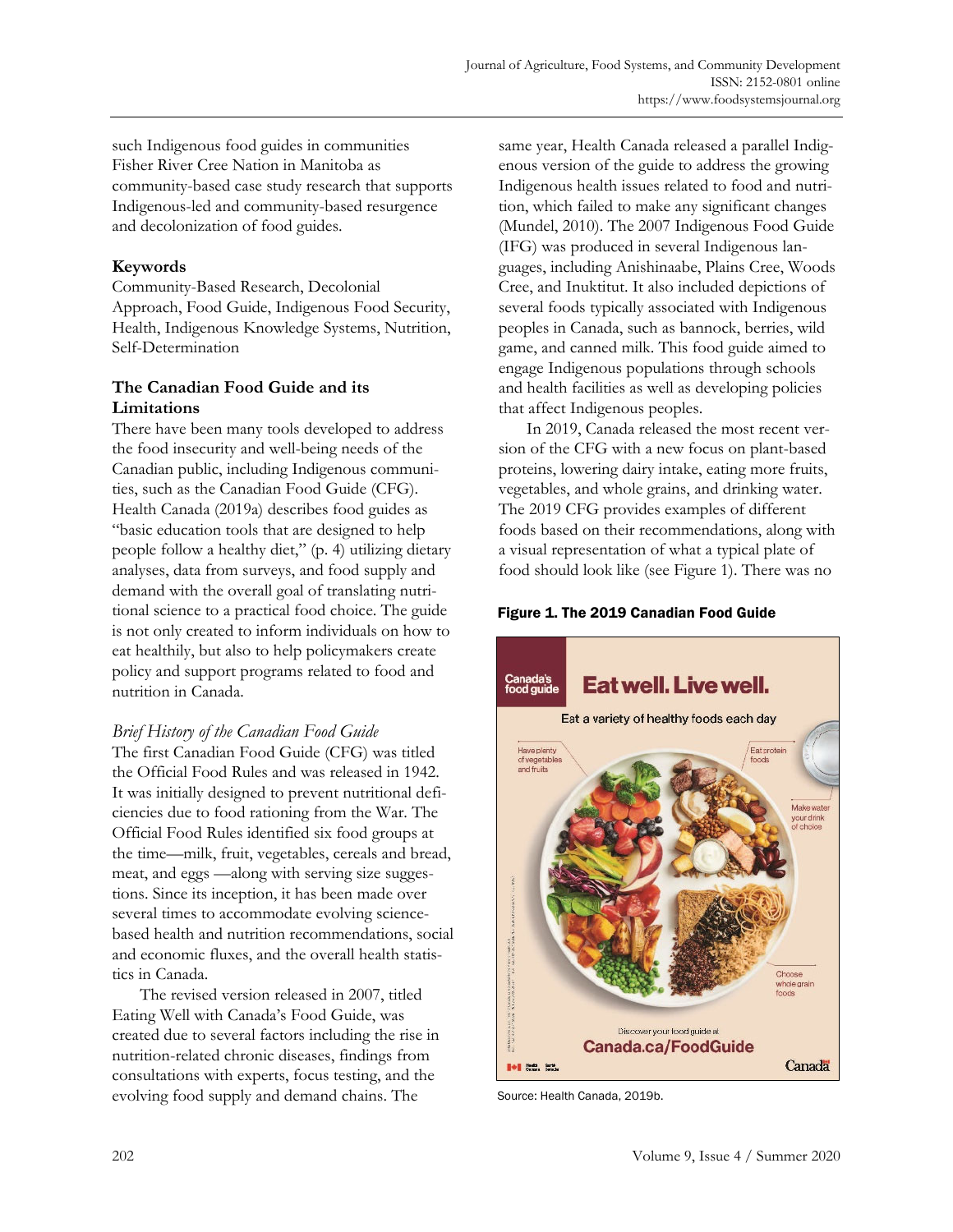such Indigenous food guides in communities Fisher River Cree Nation in Manitoba as community-based case study research that supports Indigenous-led and community-based resurgence and decolonization of food guides.

**Keywords**

Community-Based Research, Decolonial Approach, Food Guide, Indigenous Food Security, Health, Indigenous Knowledge Systems, Nutrition, Self-Determination

## The Canadian Food Guide and its Limitations

There have been many tools developed to address the food insecurity and well-being needs of the Canadian public, including Indigenous communities, such as the Canadian Food Guide (CFG). Health Canada (2019a) describes food guides as "basic education tools that are designed to help people follow a healthy diet," (p. 4) utilizing dietary analyses, data from surveys, and food supply and demand with the overall goal of translating nutritional science to a practical food choice. The guide is not only created to inform individuals on how to eat healthily, but also to help policymakers create policy and support programs related to food and nutrition in Canada.

### *Brief History of the Canadian Food Guide*

The first Canadian Food Guide (CFG) was titled the Official Food Rules and was released in 1942. It was initially designed to prevent nutritional deficiencies due to food rationing from the War. The Official Food Rules identified six food groups at the time—milk, fruit, vegetables, cereals and bread, meat, and eggs —along with serving size suggestions. Since its inception, it has been made over several times to accommodate evolving science-based health and nutrition recommendations, social and economic fluxes, and the overall health statistics in Canada.

The revised version released in 2007, titled Eating Well with Canada's Food Guide, was created due to several factors including the rise in nutrition-related chronic diseases, findings from consultations with experts, focus testing, and the evolving food supply and demand chains. The same year, Health Canada released a parallel Indigenous version of the guide to address the growing Indigenous health issues related to food and nutrition, which failed to make any significant changes (Mundel, 2010). The 2007 Indigenous Food Guide (IFG) was produced in several Indigenous languages, including Anishinaabe, Plains Cree, Woods Cree, and Inuktitut. It also included depictions of several foods typically associated with Indigenous peoples in Canada, such as bannock, berries, wild game, and canned milk. This food guide aimed to engage Indigenous populations through schools and health facilities as well as developing policies that affect Indigenous peoples.

In 2019, Canada released the most recent version of the CFG with a new focus on plant-based proteins, lowering dairy intake, eating more fruits, vegetables, and whole grains, and drinking water. The 2019 CFG provides examples of different foods based on their recommendations, along with a visual representation of what a typical plate of food should look like (see Figure 1). There was no

**Figure 1. The 2019 Canadian Food Guide**

Source: Health Canada, 2019b.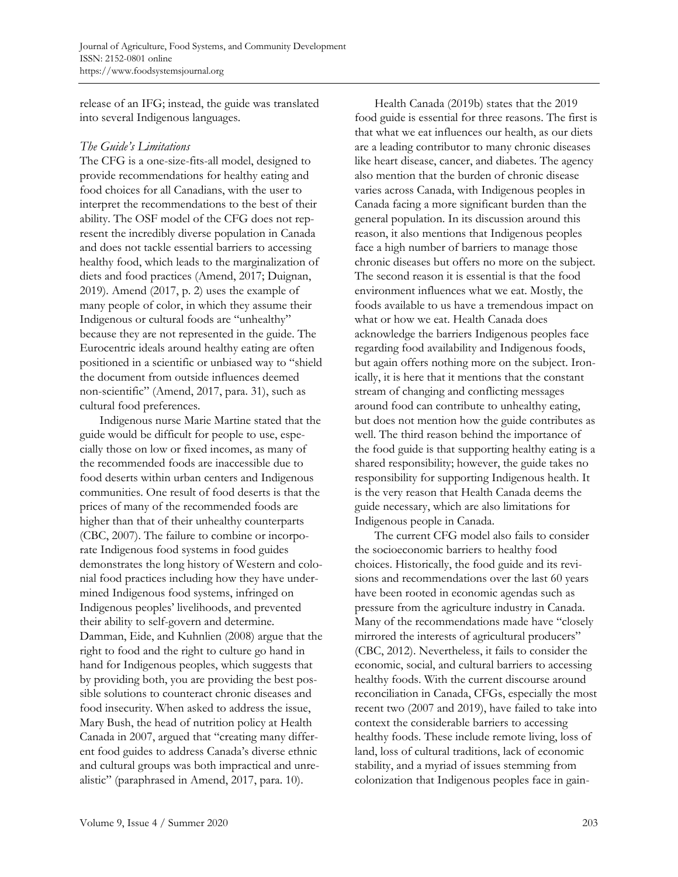release of an IFG; instead, the guide was translated into several Indigenous languages.

### *The Guide's Limitations*

The CFG is a one-size-fits-all model, designed to provide recommendations for healthy eating and food choices for all Canadians, with the user to interpret the recommendations to the best of their ability. The OSF model of the CFG does not represent the incredibly diverse population in Canada and does not tackle essential barriers to accessing healthy food, which leads to the marginalization of diets and food practices (Amend, 2017; Duignan, 2019). Amend (2017, p. 2) uses the example of many people of color, in which they assume their Indigenous or cultural foods are "unhealthy" because they are not represented in the guide. The Eurocentric ideals around healthy eating are often positioned in a scientific or unbiased way to "shield the document from outside influences deemed non-scientific" (Amend, 2017, para. 31), such as cultural food preferences.

Indigenous nurse Marie Martine stated that the guide would be difficult for people to use, especially those on low or fixed incomes, as many of the recommended foods are inaccessible due to food deserts within urban centers and Indigenous communities. One result of food deserts is that the prices of many of the recommended foods are higher than that of their unhealthy counterparts (CBC, 2007). The failure to combine or incorporate Indigenous food systems in food guides demonstrates the long history of Western and colonial food practices including how they have undermined Indigenous food systems, infringed on Indigenous peoples' livelihoods, and prevented their ability to self-govern and determine. Damman, Eide, and Kuhnlien (2008) argue that the right to food and the right to culture go hand in hand for Indigenous peoples, which suggests that by providing both, you are providing the best possible solutions to counteract chronic diseases and food insecurity. When asked to address the issue, Mary Bush, the head of nutrition policy at Health Canada in 2007, argued that "creating many different food guides to address Canada's diverse ethnic and cultural groups was both impractical and unrealistic" (paraphrased in Amend, 2017, para. 10).

Health Canada (2019b) states that the 2019 food guide is essential for three reasons. The first is that what we eat influences our health, as our diets are a leading contributor to many chronic diseases like heart disease, cancer, and diabetes. The agency also mention that the burden of chronic disease varies across Canada, with Indigenous peoples in Canada facing a more significant burden than the general population. In its discussion around this reason, it also mentions that Indigenous peoples face a high number of barriers to manage those chronic diseases but offers no more on the subject. The second reason it is essential is that the food environment influences what we eat. Mostly, the foods available to us have a tremendous impact on what or how we eat. Health Canada does acknowledge the barriers Indigenous peoples face regarding food availability and Indigenous foods, but again offers nothing more on the subject. Ironically, it is here that it mentions that the constant stream of changing and conflicting messages around food can contribute to unhealthy eating, but does not mention how the guide contributes as well. The third reason behind the importance of the food guide is that supporting healthy eating is a shared responsibility; however, the guide takes no responsibility for supporting Indigenous health. It is the very reason that Health Canada deems the guide necessary, which are also limitations for Indigenous people in Canada.

The current CFG model also fails to consider the socioeconomic barriers to healthy food choices. Historically, the food guide and its revisions and recommendations over the last 60 years have been rooted in economic agendas such as pressure from the agriculture industry in Canada. Many of the recommendations made have "closely mirrored the interests of agricultural producers" (CBC, 2012). Nevertheless, it fails to consider the economic, social, and cultural barriers to accessing healthy foods. With the current discourse around reconciliation in Canada, CFGs, especially the most recent two (2007 and 2019), have failed to take into context the considerable barriers to accessing healthy foods. These include remote living, loss of land, loss of cultural traditions, lack of economic stability, and a myriad of issues stemming from colonization that Indigenous peoples face in gain-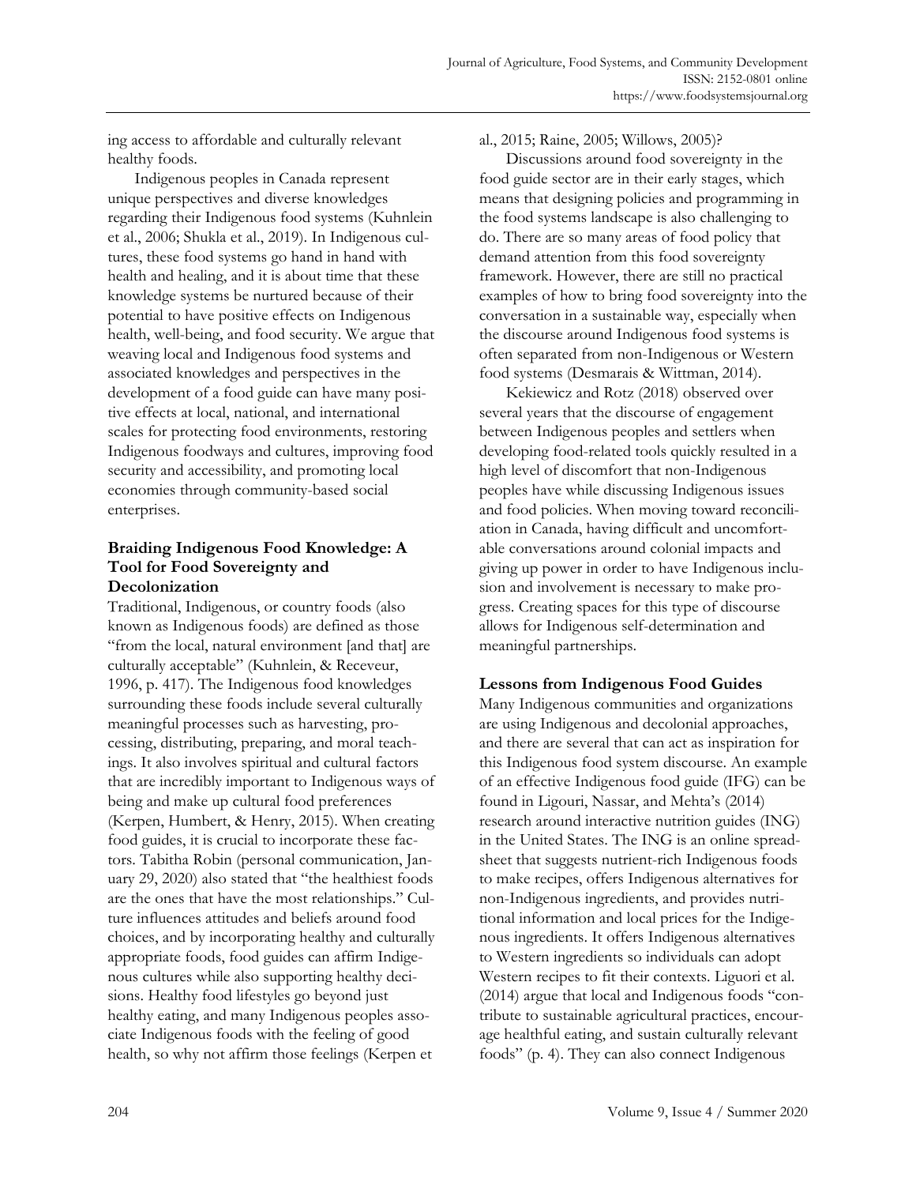ing access to affordable and culturally relevant healthy foods.

Indigenous peoples in Canada represent unique perspectives and diverse knowledges regarding their Indigenous food systems (Kuhnlein et al., 2006; Shukla et al., 2019). In Indigenous cultures, these food systems go hand in hand with health and healing, and it is about time that these knowledge systems be nurtured because of their potential to have positive effects on Indigenous health, well-being, and food security. We argue that weaving local and Indigenous food systems and associated knowledges and perspectives in the development of a food guide can have many positive effects at local, national, and international scales for protecting food environments, restoring Indigenous foodways and cultures, improving food security and accessibility, and promoting local economies through community-based social enterprises.

### Braiding Indigenous Food Knowledge: A Tool for Food Sovereignty and Decolonization

Traditional, Indigenous, or country foods (also known as Indigenous foods) are defined as those "from the local, natural environment [and that] are culturally acceptable" (Kuhnlein, & Receveur, 1996, p. 417). The Indigenous food knowledges surrounding these foods include several culturally meaningful processes such as harvesting, processing, distributing, preparing, and moral teachings. It also involves spiritual and cultural factors that are incredibly important to Indigenous ways of being and make up cultural food preferences (Kerpen, Humbert, & Henry, 2015). When creating food guides, it is crucial to incorporate these factors. Tabitha Robin (personal communication, January 29, 2020) also stated that "the healthiest foods are the ones that have the most relationships." Culture influences attitudes and beliefs around food choices, and by incorporating healthy and culturally appropriate foods, food guides can affirm Indigenous cultures while also supporting healthy decisions. Healthy food lifestyles go beyond just healthy eating, and many Indigenous peoples associate Indigenous foods with the feeling of good health, so why not affirm those feelings (Kerpen et al., 2015; Raine, 2005; Willows, 2005)?

Discussions around food sovereignty in the food guide sector are in their early stages, which means that designing policies and programming in the food systems landscape is also challenging to do. There are so many areas of food policy that demand attention from this food sovereignty framework. However, there are still no practical examples of how to bring food sovereignty into the conversation in a sustainable way, especially when the discourse around Indigenous food systems is often separated from non-Indigenous or Western food systems (Desmarais & Wittman, 2014).

Kekiewicz and Rotz (2018) observed over several years that the discourse of engagement between Indigenous peoples and settlers when developing food-related tools quickly resulted in a high level of discomfort that non-Indigenous peoples have while discussing Indigenous issues and food policies. When moving toward reconciliation in Canada, having difficult and uncomfortable conversations around colonial impacts and giving up power in order to have Indigenous inclusion and involvement is necessary to make progress. Creating spaces for this type of discourse allows for Indigenous self-determination and meaningful partnerships.

### Lessons from Indigenous Food Guides

Many Indigenous communities and organizations are using Indigenous and decolonial approaches, and there are several that can act as inspiration for this Indigenous food system discourse. An example of an effective Indigenous food guide (IFG) can be found in Ligouri, Nassar, and Mehta's (2014) research around interactive nutrition guides (ING) in the United States. The ING is an online spreadsheet that suggests nutrient-rich Indigenous foods to make recipes, offers Indigenous alternatives for non-Indigenous ingredients, and provides nutritional information and local prices for the Indigenous ingredients. It offers Indigenous alternatives to Western ingredients so individuals can adopt Western recipes to fit their contexts. Liguori et al. (2014) argue that local and Indigenous foods "contribute to sustainable agricultural practices, encourage healthful eating, and sustain culturally relevant foods" (p. 4). They can also connect Indigenous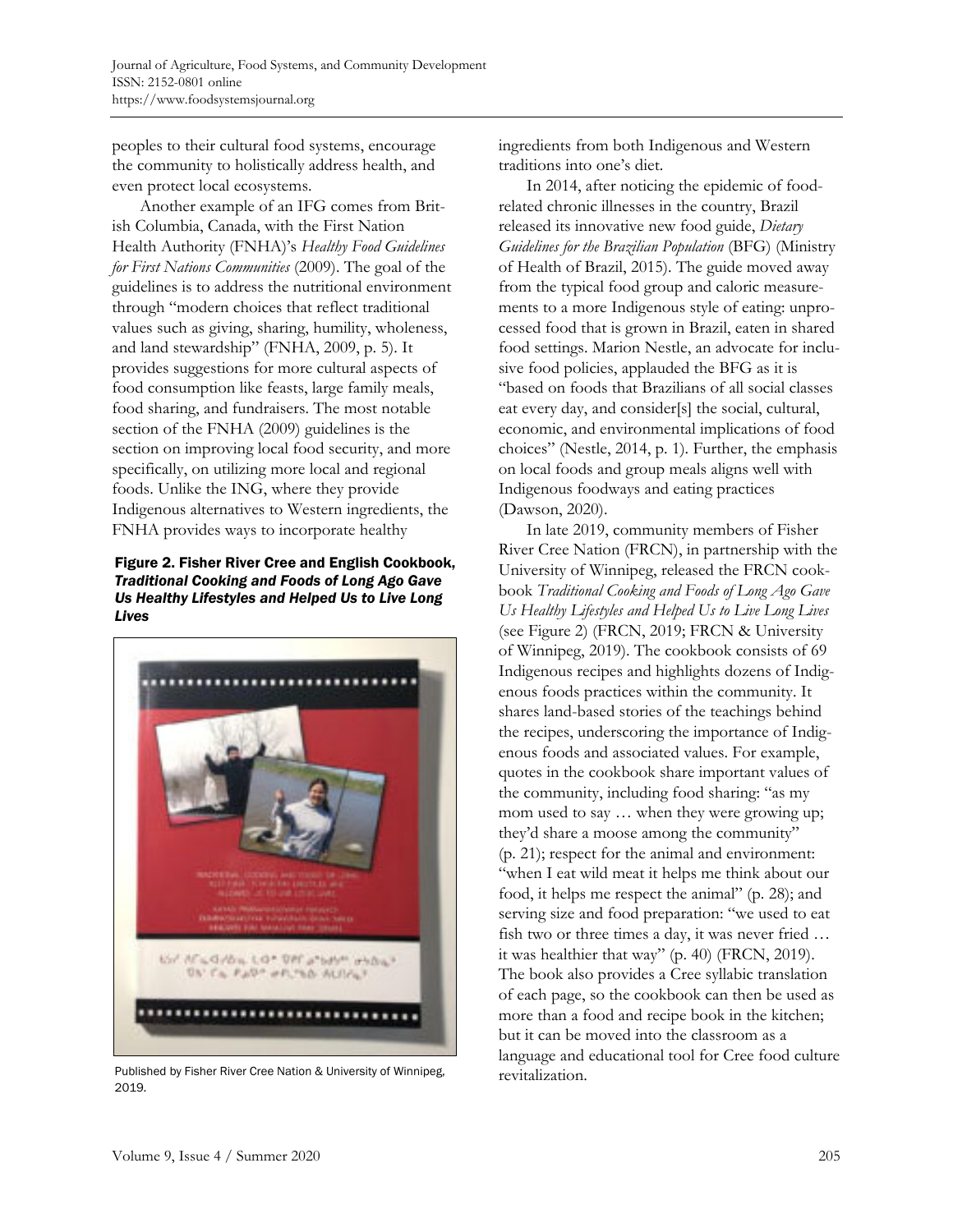peoples to their cultural food systems, encourage the community to holistically address health, and even protect local ecosystems.

Another example of an IFG comes from British Columbia, Canada, with the First Nation Health Authority (FNHA)'s *Healthy Food Guidelines for First Nations Communities* (2009). The goal of the guidelines is to address the nutritional environment through "modern choices that reflect traditional values such as giving, sharing, humility, wholeness, and land stewardship" (FNHA, 2009, p. 5). It provides suggestions for more cultural aspects of food consumption like feasts, large family meals, food sharing, and fundraisers. The most notable section of the FNHA (2009) guidelines is the section on improving local food security, and more specifically, on utilizing more local and regional foods. Unlike the ING, where they provide Indigenous alternatives to Western ingredients, the FNHA provides ways to incorporate healthy ingredients from both Indigenous and Western traditions into one's diet.

**Figure 2. Fisher River Cree and English Cookbook, *Traditional Cooking and Foods of Long Ago Gave Us Healthy Lifestyles and Helped Us to Live Long Lives***

Published by Fisher River Cree Nation & University of Winnipeg, 2019.

In 2014, after noticing the epidemic of food-related chronic illnesses in the country, Brazil released its innovative new food guide, *Dietary Guidelines for the Brazilian Population* (BFG) (Ministry of Health of Brazil, 2015). The guide moved away from the typical food group and caloric measurements to a more Indigenous style of eating: unprocessed food that is grown in Brazil, eaten in shared food settings. Marion Nestle, an advocate for inclusive food policies, applauded the BFG as it is "based on foods that Brazilians of all social classes eat every day, and consider[s] the social, cultural, economic, and environmental implications of food choices" (Nestle, 2014, p. 1). Further, the emphasis on local foods and group meals aligns well with Indigenous foodways and eating practices (Dawson, 2020).

In late 2019, community members of Fisher River Cree Nation (FRCN), in partnership with the University of Winnipeg, released the FRCN cookbook *Traditional Cooking and Foods of Long Ago Gave Us Healthy Lifestyles and Helped Us to Live Long Lives* (see Figure 2) (FRCN, 2019; FRCN & University of Winnipeg, 2019). The cookbook consists of 69 Indigenous recipes and highlights dozens of Indigenous foods practices within the community. It shares land-based stories of the teachings behind the recipes, underscoring the importance of Indigenous foods and associated values. For example, quotes in the cookbook share important values of the community, including food sharing: "as my mom used to say … when they were growing up; they'd share a moose among the community" (p. 21); respect for the animal and environment: "when I eat wild meat it helps me think about our food, it helps me respect the animal" (p. 28); and serving size and food preparation: "we used to eat fish two or three times a day, it was never fried … it was healthier that way" (p. 40) (FRCN, 2019). The book also provides a Cree syllabic translation of each page, so the cookbook can then be used as more than a food and recipe book in the kitchen; but it can be moved into the classroom as a language and educational tool for Cree food culture revitalization.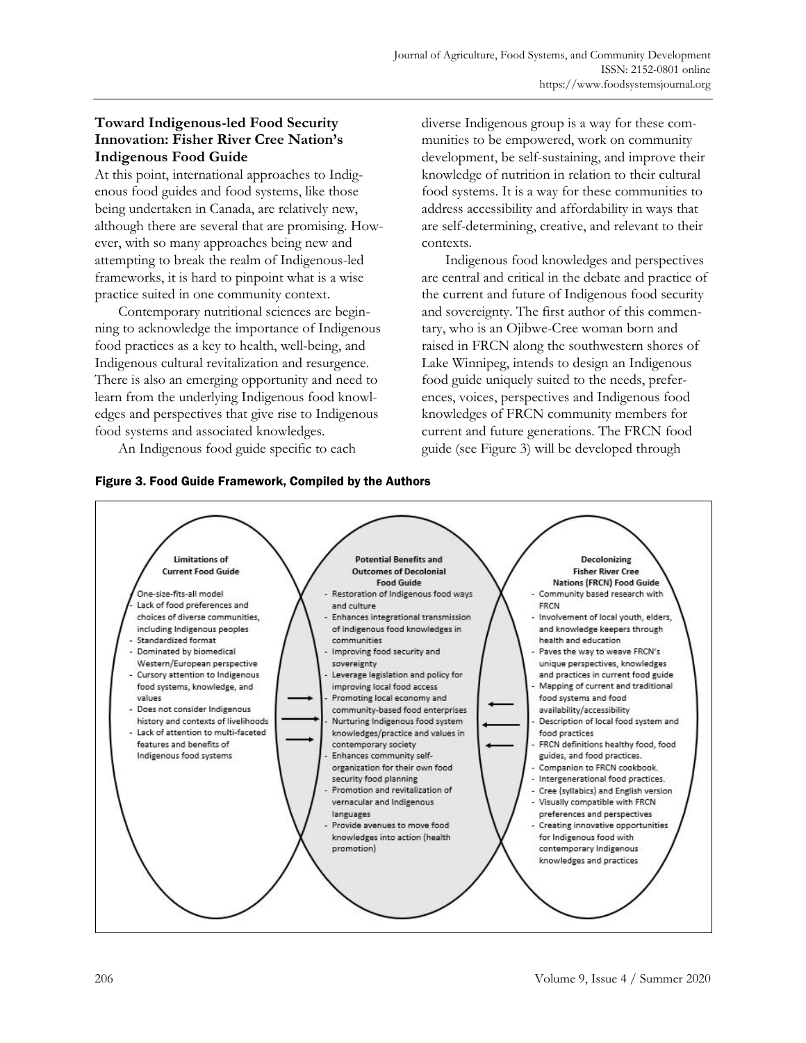### Toward Indigenous-led Food Security Innovation: Fisher River Cree Nation's Indigenous Food Guide

At this point, international approaches to Indigenous food guides and food systems, like those being undertaken in Canada, are relatively new, although there are several that are promising. However, with so many approaches being new and attempting to break the realm of Indigenous-led frameworks, it is hard to pinpoint what is a wise practice suited in one community context.

Contemporary nutritional sciences are beginning to acknowledge the importance of Indigenous food practices as a key to health, well-being, and Indigenous cultural revitalization and resurgence. There is also an emerging opportunity and need to learn from the underlying Indigenous food knowledges and perspectives that give rise to Indigenous food systems and associated knowledges.

An Indigenous food guide specific to each diverse Indigenous group is a way for these communities to be empowered, work on community development, be self-sustaining, and improve their knowledge of nutrition in relation to their cultural food systems. It is a way for these communities to address accessibility and affordability in ways that are self-determining, creative, and relevant to their contexts.

Indigenous food knowledges and perspectives are central and critical in the debate and practice of the current and future of Indigenous food security and sovereignty. The first author of this commentary, who is an Ojibwe-Cree woman born and raised in FRCN along the southwestern shores of Lake Winnipeg, intends to design an Indigenous food guide uniquely suited to the needs, preferences, voices, perspectives and Indigenous food knowledges of FRCN community members for current and future generations. The FRCN food guide (see Figure 3) will be developed through

**Figure 3. Food Guide Framework, Compiled by the Authors**

**Limitations of Current Food Guide**
- One-size-fits-all model
- Lack of food preferences and choices of diverse communities, including Indigenous peoples
- Standardized format
- Dominated by biomedical Western/European perspective
- Cursory attention to Indigenous food systems, knowledge, and values
- Does not consider Indigenous history and contexts of livelihoods
- Lack of attention to multi-faceted features and benefits of Indigenous food systems

**Potential Benefits and Outcomes of Decolonial Food Guide**
- Restoration of Indigenous food ways and culture
- Enhances integrational transmission of Indigenous food knowledges in communities
- Improving food security and sovereignty
- Leverage legislation and policy for improving local food access
- Promoting local economy and community-based food enterprises
- Nurturing Indigenous food system knowledges/practice and values in contemporary society
- Enhances community self-organization for their own food security food planning
- Promotion and revitalization of vernacular and Indigenous languages
- Provide avenues to move food knowledges into action (health promotion)

**Decolonizing Fisher River Cree Nations (FRCN) Food Guide**
- Community based research with FRCN
- Involvement of local youth, elders, and knowledge keepers through health and education
- Paves the way to weave FRCN's unique perspectives, knowledges and practices in current food guide
- Mapping of current and traditional food systems and food availability/accessibility
- Description of local food system and food practices
- FRCN definitions healthy food, food guides, and food practices.
- Companion to FRCN cookbook.
- Intergenerational food practices.
- Cree (syllabics) and English version
- Visually compatible with FRCN preferences and perspectives
- Creating innovative opportunities for Indigenous food with contemporary Indigenous knowledges and practices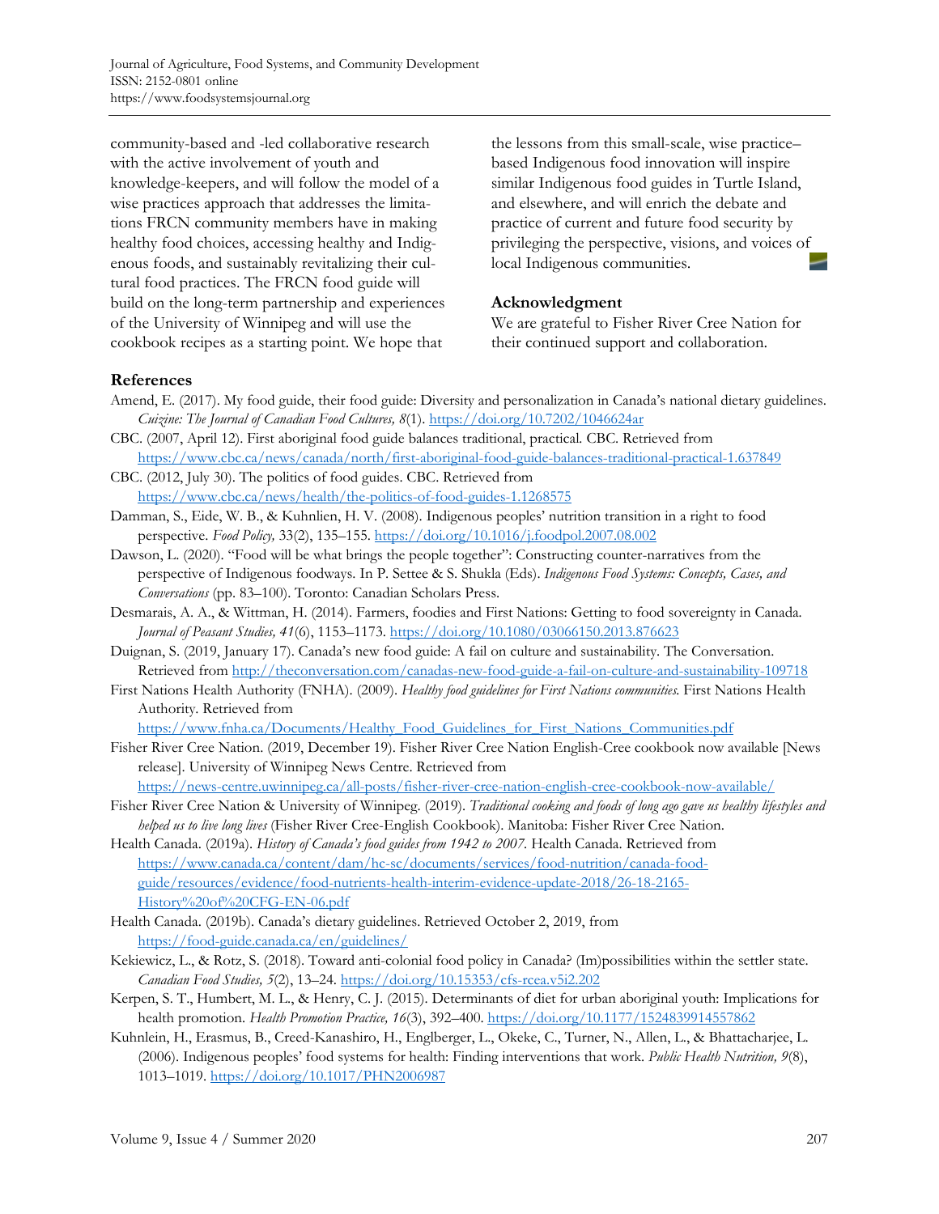community-based and -led collaborative research with the active involvement of youth and knowledge-keepers, and will follow the model of a wise practices approach that addresses the limitations FRCN community members have in making healthy food choices, accessing healthy and Indigenous foods, and sustainably revitalizing their cultural food practices. The FRCN food guide will build on the long-term partnership and experiences of the University of Winnipeg and will use the cookbook recipes as a starting point. We hope that the lessons from this small-scale, wise practice–based Indigenous food innovation will inspire similar Indigenous food guides in Turtle Island, and elsewhere, and will enrich the debate and practice of current and future food security by privileging the perspective, visions, and voices of local Indigenous communities.

## Acknowledgment

We are grateful to Fisher River Cree Nation for their continued support and collaboration.

## References

Amend, E. (2017). My food guide, their food guide: Diversity and personalization in Canada's national dietary guidelines. *Cuizine: The Journal of Canadian Food Cultures, 8*(1). https://doi.org/10.7202/1046624ar

CBC. (2007, April 12). First aboriginal food guide balances traditional, practical. CBC. Retrieved from https://www.cbc.ca/news/canada/north/first-aboriginal-food-guide-balances-traditional-practical-1.637849

CBC. (2012, July 30). The politics of food guides. CBC. Retrieved from https://www.cbc.ca/news/health/the-politics-of-food-guides-1.1268575

Damman, S., Eide, W. B., & Kuhnlien, H. V. (2008). Indigenous peoples' nutrition transition in a right to food perspective. *Food Policy,* 33(2), 135–155. https://doi.org/10.1016/j.foodpol.2007.08.002

Dawson, L. (2020). "Food will be what brings the people together": Constructing counter-narratives from the perspective of Indigenous foodways. In P. Settee & S. Shukla (Eds). *Indigenous Food Systems: Concepts, Cases, and Conversations* (pp. 83–100). Toronto: Canadian Scholars Press.

Desmarais, A. A., & Wittman, H. (2014). Farmers, foodies and First Nations: Getting to food sovereignty in Canada. *Journal of Peasant Studies, 41*(6), 1153–1173. https://doi.org/10.1080/03066150.2013.876623

Duignan, S. (2019, January 17). Canada's new food guide: A fail on culture and sustainability. The Conversation. Retrieved from http://theconversation.com/canadas-new-food-guide-a-fail-on-culture-and-sustainability-109718

First Nations Health Authority (FNHA). (2009). *Healthy food guidelines for First Nations communities.* First Nations Health Authority. Retrieved from https://www.fnha.ca/Documents/Healthy_Food_Guidelines_for_First_Nations_Communities.pdf

Fisher River Cree Nation. (2019, December 19). Fisher River Cree Nation English-Cree cookbook now available [News release]. University of Winnipeg News Centre. Retrieved from https://news-centre.uwinnipeg.ca/all-posts/fisher-river-cree-nation-english-cree-cookbook-now-available/

Fisher River Cree Nation & University of Winnipeg. (2019). *Traditional cooking and foods of long ago gave us healthy lifestyles and helped us to live long lives* (Fisher River Cree-English Cookbook). Manitoba: Fisher River Cree Nation.

Health Canada. (2019a). *History of Canada's food guides from 1942 to 2007.* Health Canada. Retrieved from https://www.canada.ca/content/dam/hc-sc/documents/services/food-nutrition/canada-food-guide/resources/evidence/food-nutrients-health-interim-evidence-update-2018/26-18-2165-History%20of%20CFG-EN-06.pdf

Health Canada. (2019b). Canada's dietary guidelines. Retrieved October 2, 2019, from https://food-guide.canada.ca/en/guidelines/

Kekiewicz, L., & Rotz, S. (2018). Toward anti-colonial food policy in Canada? (Im)possibilities within the settler state. *Canadian Food Studies, 5*(2), 13–24. https://doi.org/10.15353/cfs-rcea.v5i2.202

Kerpen, S. T., Humbert, M. L., & Henry, C. J. (2015). Determinants of diet for urban aboriginal youth: Implications for health promotion. *Health Promotion Practice, 16*(3), 392–400. https://doi.org/10.1177/1524839914557862

Kuhnlein, H., Erasmus, B., Creed-Kanashiro, H., Englberger, L., Okeke, C., Turner, N., Allen, L., & Bhattacharjee, L. (2006). Indigenous peoples' food systems for health: Finding interventions that work. *Public Health Nutrition, 9*(8), 1013–1019. https://doi.org/10.1017/PHN2006987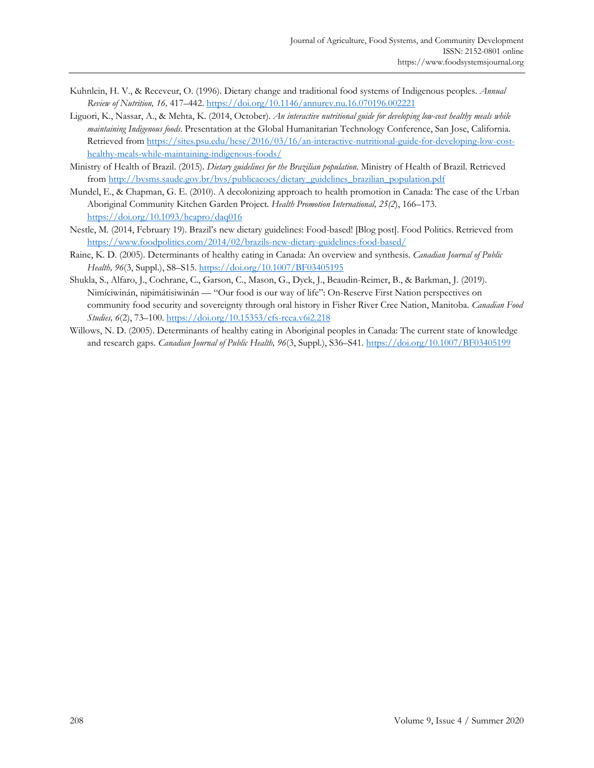Kuhnlein, H. V., & Receveur, O. (1996). Dietary change and traditional food systems of Indigenous peoples. *Annual Review of Nutrition, 16,* 417–442. https://doi.org/10.1146/annurev.nu.16.070196.002221

Liguori, K., Nassar, A., & Mehta, K. (2014, October). *An interactive nutritional guide for developing low-cost healthy meals while maintaining Indigenous foods.* Presentation at the Global Humanitarian Technology Conference, San Jose, California. Retrieved from https://sites.psu.edu/hese/2016/03/16/an-interactive-nutritional-guide-for-developing-low-cost-healthy-meals-while-maintaining-indigenous-foods/

Ministry of Health of Brazil. (2015). *Dietary guidelines for the Brazilian population.* Ministry of Health of Brazil. Retrieved from http://bvsms.saude.gov.br/bvs/publicacoes/dietary_guidelines_brazilian_population.pdf

Mundel, E., & Chapman, G. E. (2010). A decolonizing approach to health promotion in Canada: The case of the Urban Aboriginal Community Kitchen Garden Project. *Health Promotion International, 25(2*), 166–173. https://doi.org/10.1093/heapro/daq016

Nestle, M. (2014, February 19). Brazil's new dietary guidelines: Food-based! [Blog post]. Food Politics. Retrieved from https://www.foodpolitics.com/2014/02/brazils-new-dietary-guidelines-food-based/

Raine, K. D. (2005). Determinants of healthy eating in Canada: An overview and synthesis. *Canadian Journal of Public Health, 96*(3, Suppl.), S8–S15. https://doi.org/10.1007/BF03405195

Shukla, S., Alfaro, J., Cochrane, C., Garson, C., Mason, G., Dyck, J., Beaudin-Reimer, B., & Barkman, J. (2019). Nimíciwinán, nipimátisiwinán — "Our food is our way of life": On-Reserve First Nation perspectives on community food security and sovereignty through oral history in Fisher River Cree Nation, Manitoba. *Canadian Food Studies, 6*(2), 73–100. https://doi.org/10.15353/cfs-rcea.v6i2.218

Willows, N. D. (2005). Determinants of healthy eating in Aboriginal peoples in Canada: The current state of knowledge and research gaps. *Canadian Journal of Public Health, 96*(3, Suppl.), S36–S41. https://doi.org/10.1007/BF03405199